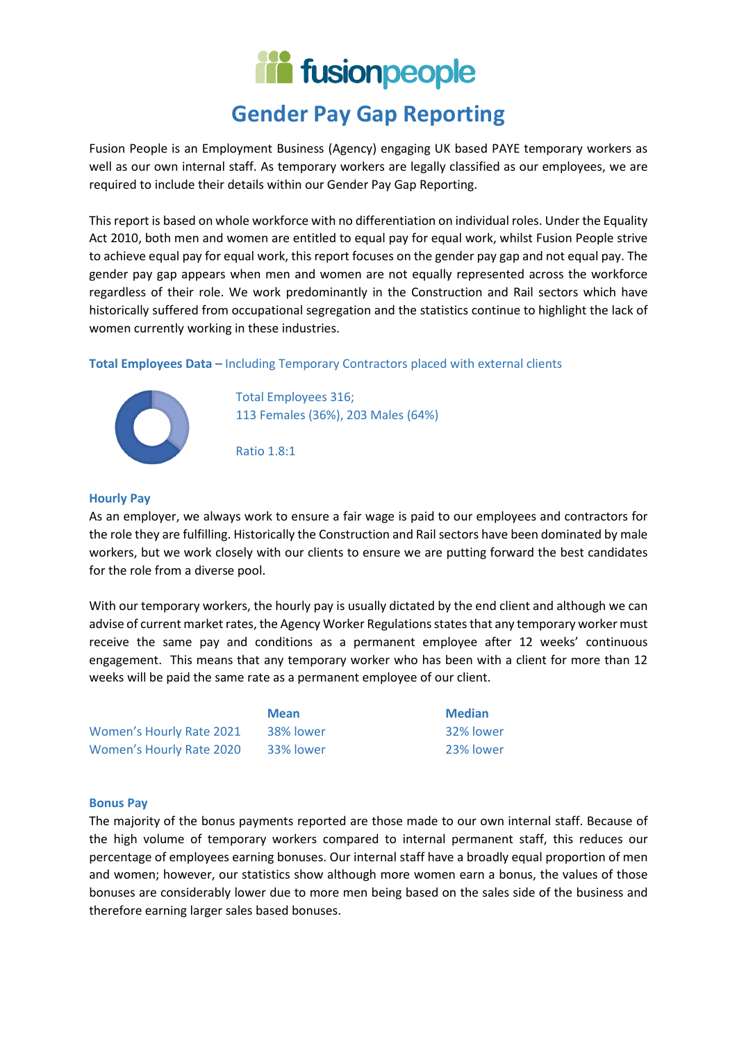# Gender Pay Gap Reporting

Fusion People is an Employment Business (Agency) engaging UK based PAYE temporary workers as well as our own internal staff. As temporary workers are legally classified as our employees, we are required to include their details within our Gender Pay Gap Reporting.

This report is based on whole workforce with no differentiation on individual roles. Under the Equality Act 2010, both men and women are entitled to equal pay for equal work, whilst Fusion People strive to achieve equal pay for equal work, this report focuses on the gender pay gap and not equal pay. The gender pay gap appears when men and women are not equally represented across the workforce regardless of their role. We work predominantly in the Construction and Rail sectors which have historically suffered from occupational segregation and the statistics continue to highlight the lack of women currently working in these industries.

**Total Employees Data –** Including Temporary Contractors placed with external clients

Total Employees 316;
113 Females (36%), 203 Males (64%)

Ratio 1.8:1

### Hourly Pay

As an employer, we always work to ensure a fair wage is paid to our employees and contractors for the role they are fulfilling. Historically the Construction and Rail sectors have been dominated by male workers, but we work closely with our clients to ensure we are putting forward the best candidates for the role from a diverse pool.

With our temporary workers, the hourly pay is usually dictated by the end client and although we can advise of current market rates, the Agency Worker Regulations states that any temporary worker must receive the same pay and conditions as a permanent employee after 12 weeks' continuous engagement. This means that any temporary worker who has been with a client for more than 12 weeks will be paid the same rate as a permanent employee of our client.

| | Mean | Median |
|---|---|---|
| Women's Hourly Rate 2021 | 38% lower | 32% lower |
| Women's Hourly Rate 2020 | 33% lower | 23% lower |

### Bonus Pay

The majority of the bonus payments reported are those made to our own internal staff. Because of the high volume of temporary workers compared to internal permanent staff, this reduces our percentage of employees earning bonuses. Our internal staff have a broadly equal proportion of men and women; however, our statistics show although more women earn a bonus, the values of those bonuses are considerably lower due to more men being based on the sales side of the business and therefore earning larger sales based bonuses.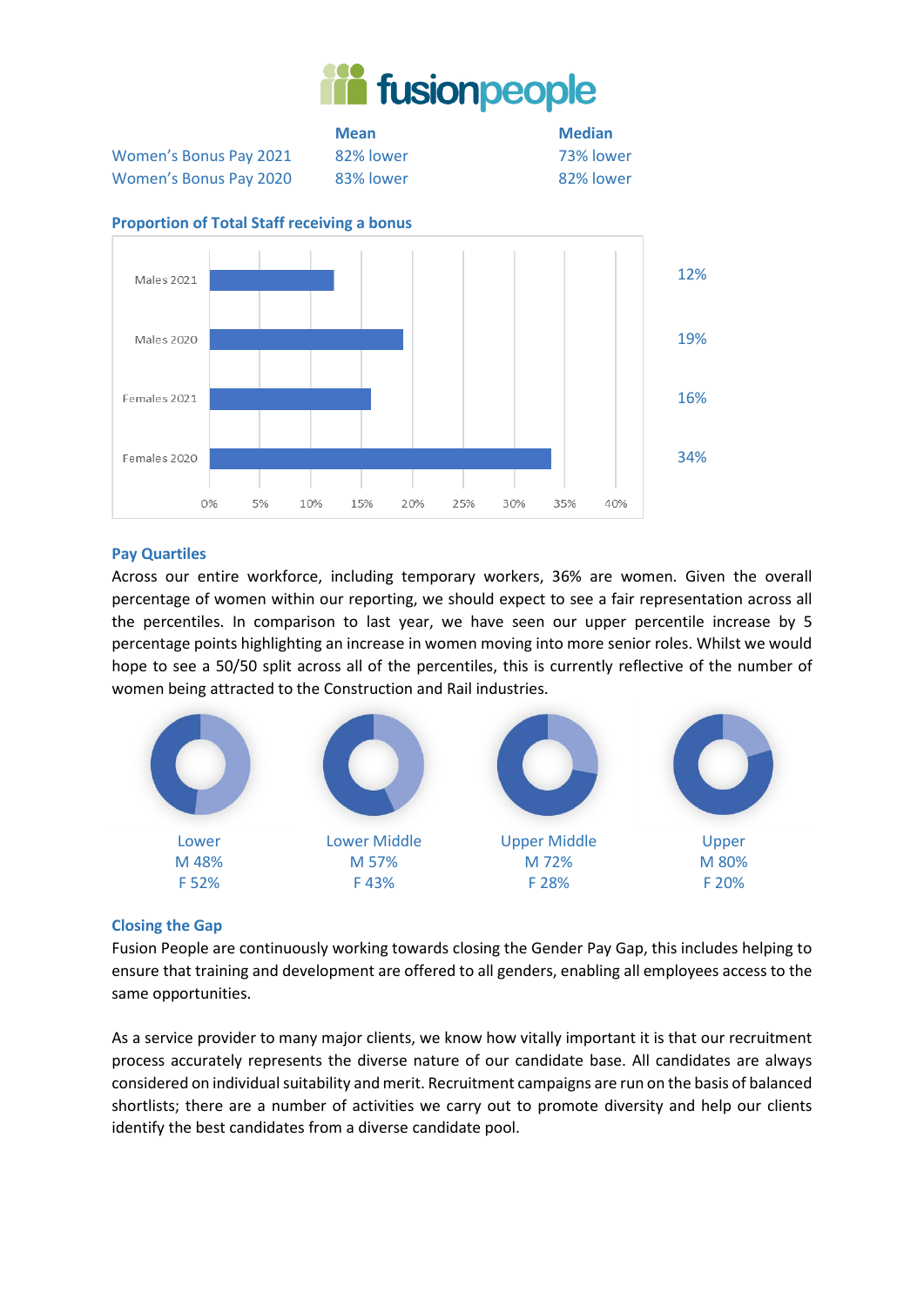|  | Mean | Median |
|---|---|---|
| Women's Bonus Pay 2021 | 82% lower | 73% lower |
| Women's Bonus Pay 2020 | 83% lower | 82% lower |

## Proportion of Total Staff receiving a bonus

| Group | Proportion |
|---|---|
| Males 2021 | 12% |
| Males 2020 | 19% |
| Females 2021 | 16% |
| Females 2020 | 34% |

## Pay Quartiles

Across our entire workforce, including temporary workers, 36% are women. Given the overall percentage of women within our reporting, we should expect to see a fair representation across all the percentiles. In comparison to last year, we have seen our upper percentile increase by 5 percentage points highlighting an increase in women moving into more senior roles. Whilst we would hope to see a 50/50 split across all of the percentiles, this is currently reflective of the number of women being attracted to the Construction and Rail industries.

| Quartile | M | F |
|---|---|---|
| Lower | 48% | 52% |
| Lower Middle | 57% | 43% |
| Upper Middle | 72% | 28% |
| Upper | 80% | 20% |

## Closing the Gap

Fusion People are continuously working towards closing the Gender Pay Gap, this includes helping to ensure that training and development are offered to all genders, enabling all employees access to the same opportunities.

As a service provider to many major clients, we know how vitally important it is that our recruitment process accurately represents the diverse nature of our candidate base. All candidates are always considered on individual suitability and merit. Recruitment campaigns are run on the basis of balanced shortlists; there are a number of activities we carry out to promote diversity and help our clients identify the best candidates from a diverse candidate pool.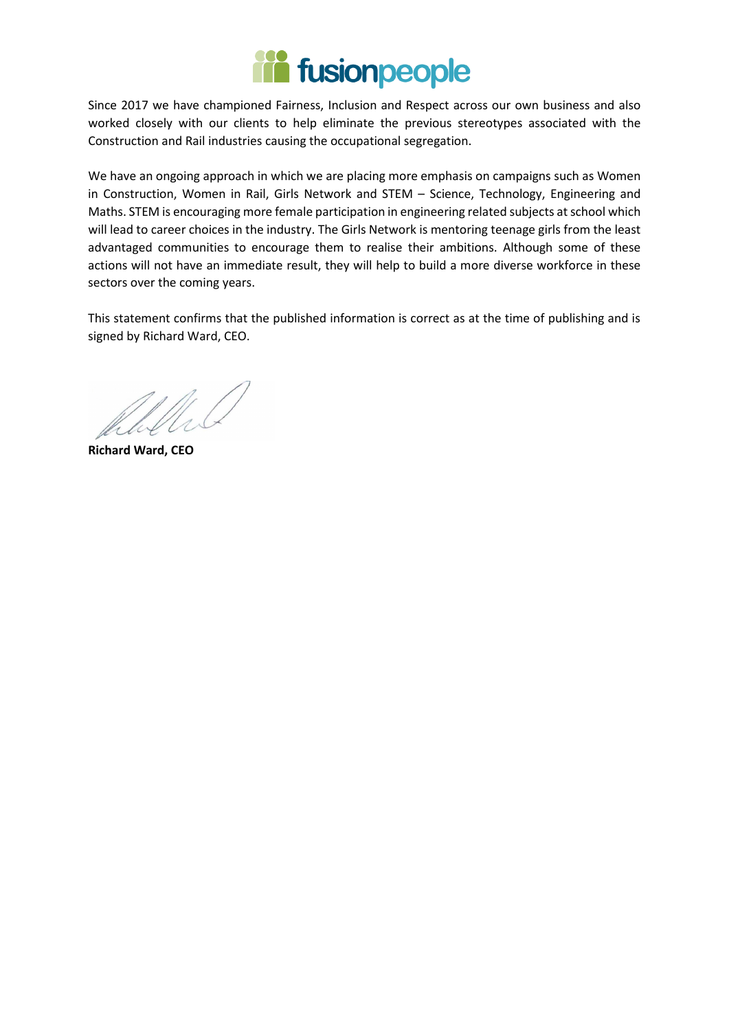Since 2017 we have championed Fairness, Inclusion and Respect across our own business and also worked closely with our clients to help eliminate the previous stereotypes associated with the Construction and Rail industries causing the occupational segregation.

We have an ongoing approach in which we are placing more emphasis on campaigns such as Women in Construction, Women in Rail, Girls Network and STEM – Science, Technology, Engineering and Maths. STEM is encouraging more female participation in engineering related subjects at school which will lead to career choices in the industry. The Girls Network is mentoring teenage girls from the least advantaged communities to encourage them to realise their ambitions. Although some of these actions will not have an immediate result, they will help to build a more diverse workforce in these sectors over the coming years.

This statement confirms that the published information is correct as at the time of publishing and is signed by Richard Ward, CEO.

**Richard Ward, CEO**